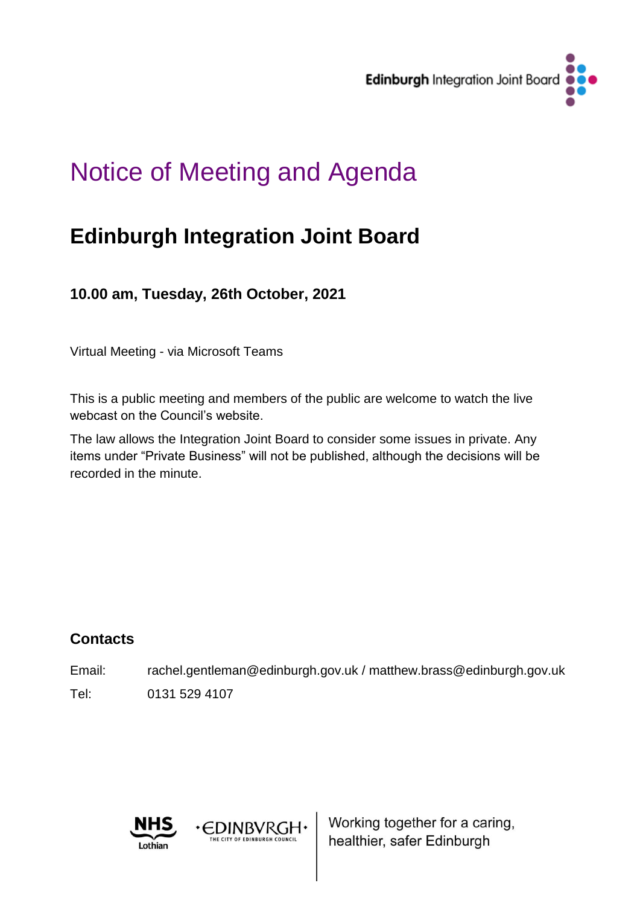Edinburgh Integration Joint Board

# Notice of Meeting and Agenda

## Edinburgh Integration Joint Board

**10.00 am, Tuesday, 26th October, 2021**

Virtual Meeting - via Microsoft Teams

This is a public meeting and members of the public are welcome to watch the live webcast on the Council's website.

The law allows the Integration Joint Board to consider some issues in private. Any items under "Private Business" will not be published, although the decisions will be recorded in the minute.

### Contacts

Email: rachel.gentleman@edinburgh.gov.uk / matthew.brass@edinburgh.gov.uk

Tel: 0131 529 4107

NHS Lothian · EDINBVRGH · THE CITY OF EDINBURGH COUNCIL

Working together for a caring, healthier, safer Edinburgh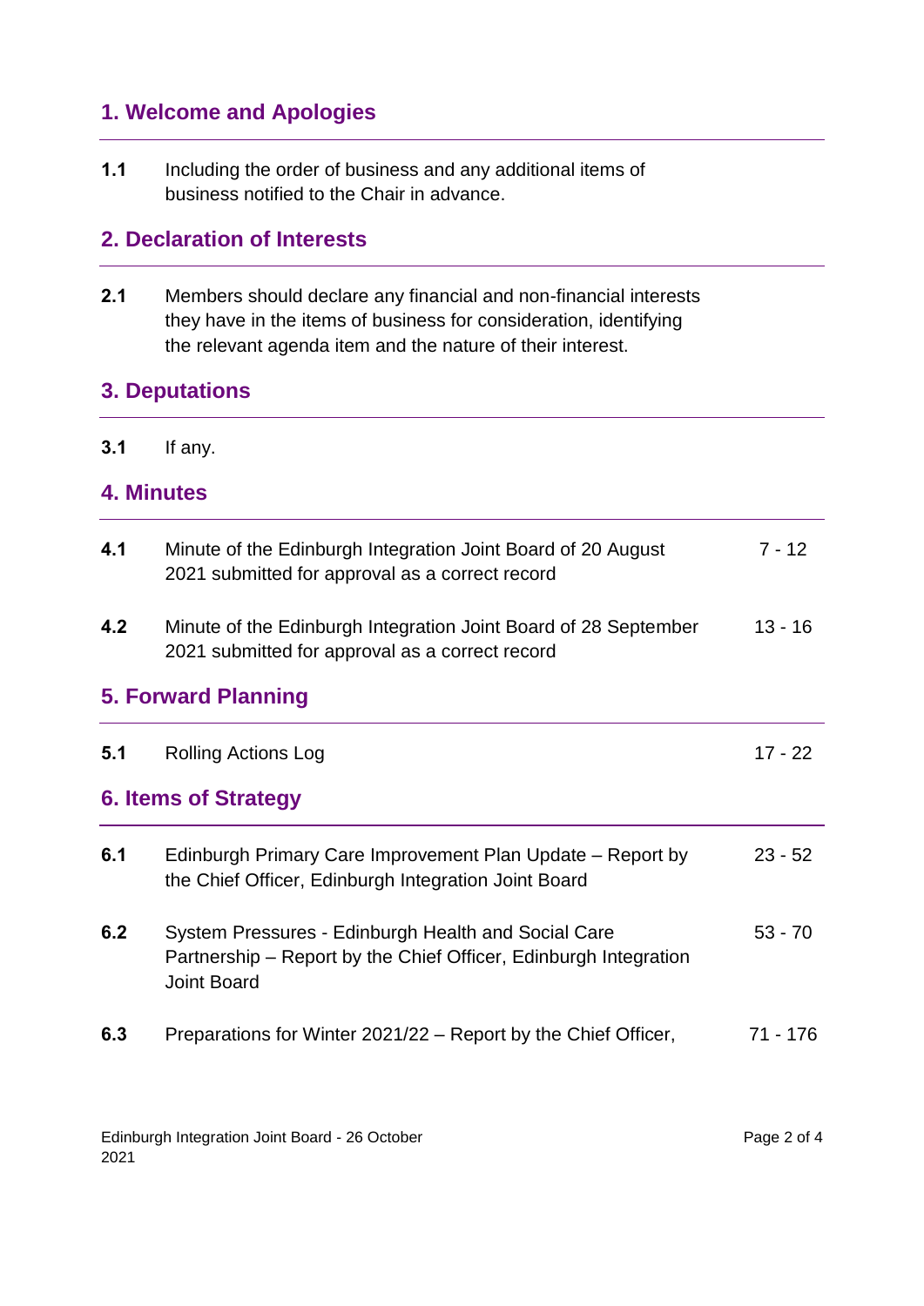## 1. Welcome and Apologies

| | | |
|---|---|---|
| **1.1** | Including the order of business and any additional items of business notified to the Chair in advance. | |

## 2. Declaration of Interests

| | | |
|---|---|---|
| **2.1** | Members should declare any financial and non-financial interests they have in the items of business for consideration, identifying the relevant agenda item and the nature of their interest. | |

## 3. Deputations

| | | |
|---|---|---|
| **3.1** | If any. | |

## 4. Minutes

| | | |
|---|---|---|
| **4.1** | Minute of the Edinburgh Integration Joint Board of 20 August 2021 submitted for approval as a correct record | 7 - 12 |
| **4.2** | Minute of the Edinburgh Integration Joint Board of 28 September 2021 submitted for approval as a correct record | 13 - 16 |

## 5. Forward Planning

| | | |
|---|---|---|
| **5.1** | Rolling Actions Log | 17 - 22 |

## 6. Items of Strategy

| | | |
|---|---|---|
| **6.1** | Edinburgh Primary Care Improvement Plan Update – Report by the Chief Officer, Edinburgh Integration Joint Board | 23 - 52 |
| **6.2** | System Pressures - Edinburgh Health and Social Care Partnership – Report by the Chief Officer, Edinburgh Integration Joint Board | 53 - 70 |
| **6.3** | Preparations for Winter 2021/22 – Report by the Chief Officer, | 71 - 176 |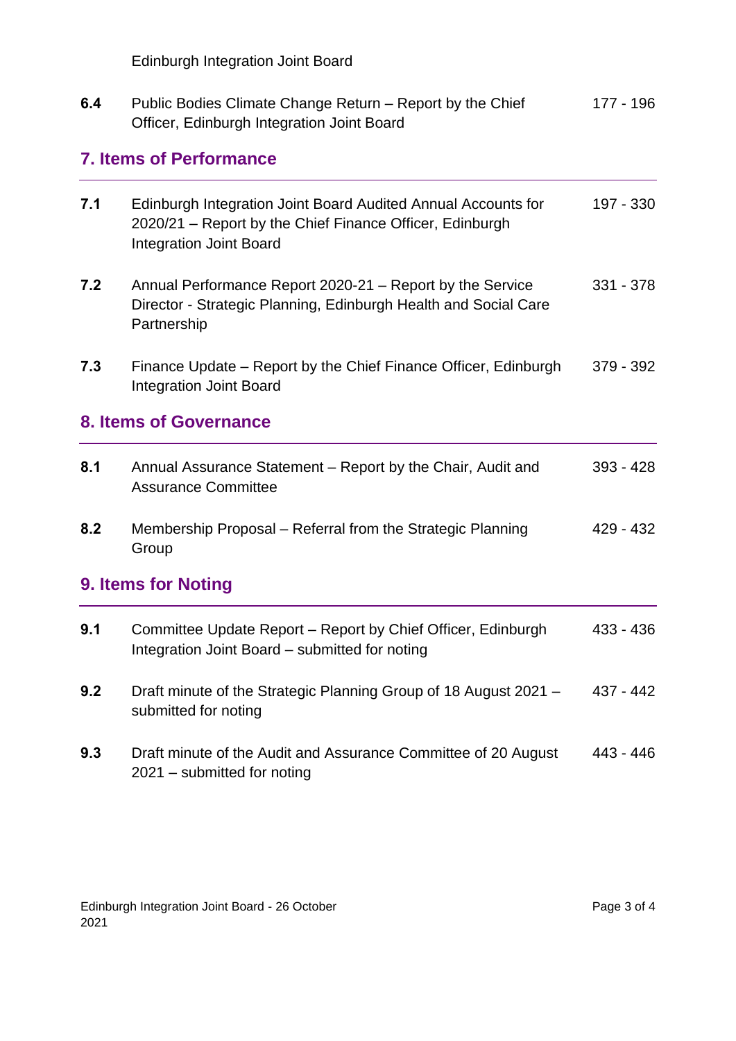Edinburgh Integration Joint Board

| | | |
|---|---|---|
| **6.4** | Public Bodies Climate Change Return – Report by the Chief Officer, Edinburgh Integration Joint Board | 177 - 196 |

## 7. Items of Performance

| | | |
|---|---|---|
| **7.1** | Edinburgh Integration Joint Board Audited Annual Accounts for 2020/21 – Report by the Chief Finance Officer, Edinburgh Integration Joint Board | 197 - 330 |
| **7.2** | Annual Performance Report 2020-21 – Report by the Service Director - Strategic Planning, Edinburgh Health and Social Care Partnership | 331 - 378 |
| **7.3** | Finance Update – Report by the Chief Finance Officer, Edinburgh Integration Joint Board | 379 - 392 |

## 8. Items of Governance

| | | |
|---|---|---|
| **8.1** | Annual Assurance Statement – Report by the Chair, Audit and Assurance Committee | 393 - 428 |
| **8.2** | Membership Proposal – Referral from the Strategic Planning Group | 429 - 432 |

## 9. Items for Noting

| | | |
|---|---|---|
| **9.1** | Committee Update Report – Report by Chief Officer, Edinburgh Integration Joint Board – submitted for noting | 433 - 436 |
| **9.2** | Draft minute of the Strategic Planning Group of 18 August 2021 – submitted for noting | 437 - 442 |
| **9.3** | Draft minute of the Audit and Assurance Committee of 20 August 2021 – submitted for noting | 443 - 446 |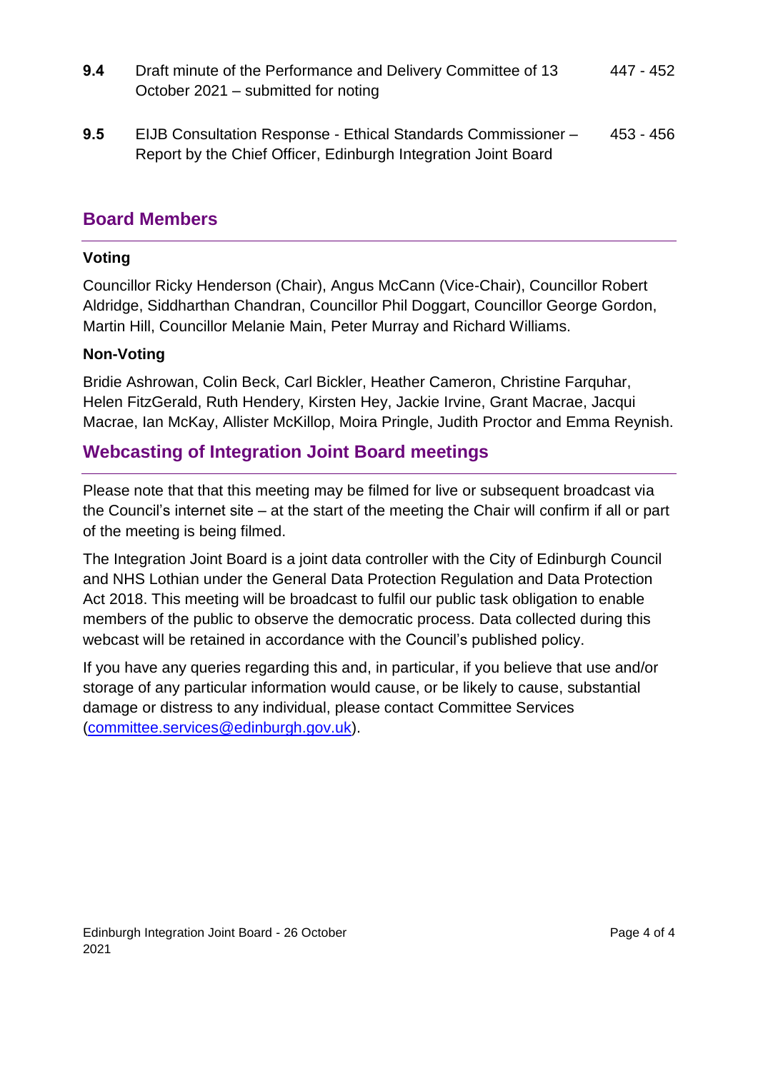| | | |
|---|---|---|
| **9.4** | Draft minute of the Performance and Delivery Committee of 13 October 2021 – submitted for noting | 447 - 452 |
| **9.5** | EIJB Consultation Response - Ethical Standards Commissioner – Report by the Chief Officer, Edinburgh Integration Joint Board | 453 - 456 |

## Board Members

**Voting**

Councillor Ricky Henderson (Chair), Angus McCann (Vice-Chair), Councillor Robert Aldridge, Siddharthan Chandran, Councillor Phil Doggart, Councillor George Gordon, Martin Hill, Councillor Melanie Main, Peter Murray and Richard Williams.

**Non-Voting**

Bridie Ashrowan, Colin Beck, Carl Bickler, Heather Cameron, Christine Farquhar, Helen FitzGerald, Ruth Hendery, Kirsten Hey, Jackie Irvine, Grant Macrae, Jacqui Macrae, Ian McKay, Allister McKillop, Moira Pringle, Judith Proctor and Emma Reynish.

## Webcasting of Integration Joint Board meetings

Please note that that this meeting may be filmed for live or subsequent broadcast via the Council's internet site – at the start of the meeting the Chair will confirm if all or part of the meeting is being filmed.

The Integration Joint Board is a joint data controller with the City of Edinburgh Council and NHS Lothian under the General Data Protection Regulation and Data Protection Act 2018. This meeting will be broadcast to fulfil our public task obligation to enable members of the public to observe the democratic process. Data collected during this webcast will be retained in accordance with the Council's published policy.

If you have any queries regarding this and, in particular, if you believe that use and/or storage of any particular information would cause, or be likely to cause, substantial damage or distress to any individual, please contact Committee Services (committee.services@edinburgh.gov.uk).